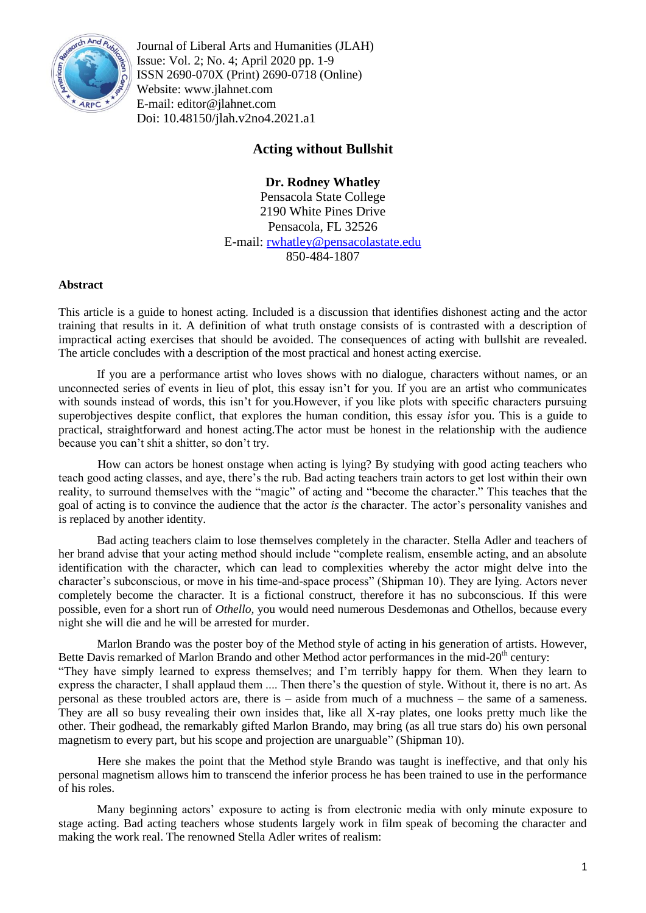Journal of Liberal Arts and Humanities (JLAH)
Issue: Vol. 2; No. 4; April 2020 pp. 1-9
ISSN 2690-070X (Print) 2690-0718 (Online)
Website: www.jlahnet.com
E-mail: editor@jlahnet.com
Doi: 10.48150/jlah.v2no4.2021.a1

# Acting without Bullshit

**Dr. Rodney Whatley**
Pensacola State College
2190 White Pines Drive
Pensacola, FL 32526
E-mail: rwhatley@pensacolastate.edu
850-484-1807

## Abstract

This article is a guide to honest acting. Included is a discussion that identifies dishonest acting and the actor training that results in it. A definition of what truth onstage consists of is contrasted with a description of impractical acting exercises that should be avoided. The consequences of acting with bullshit are revealed. The article concludes with a description of the most practical and honest acting exercise.

If you are a performance artist who loves shows with no dialogue, characters without names, or an unconnected series of events in lieu of plot, this essay isn't for you. If you are an artist who communicates with sounds instead of words, this isn't for you.However, if you like plots with specific characters pursuing superobjectives despite conflict, that explores the human condition, this essay *is*for you. This is a guide to practical, straightforward and honest acting.The actor must be honest in the relationship with the audience because you can't shit a shitter, so don't try.

How can actors be honest onstage when acting is lying? By studying with good acting teachers who teach good acting classes, and aye, there's the rub. Bad acting teachers train actors to get lost within their own reality, to surround themselves with the "magic" of acting and "become the character." This teaches that the goal of acting is to convince the audience that the actor *is* the character. The actor's personality vanishes and is replaced by another identity.

Bad acting teachers claim to lose themselves completely in the character. Stella Adler and teachers of her brand advise that your acting method should include "complete realism, ensemble acting, and an absolute identification with the character, which can lead to complexities whereby the actor might delve into the character's subconscious, or move in his time-and-space process" (Shipman 10). They are lying. Actors never completely become the character. It is a fictional construct, therefore it has no subconscious. If this were possible, even for a short run of *Othello*, you would need numerous Desdemonas and Othellos, because every night she will die and he will be arrested for murder.

Marlon Brando was the poster boy of the Method style of acting in his generation of artists. However, Bette Davis remarked of Marlon Brando and other Method actor performances in the mid-20th century:

"They have simply learned to express themselves; and I'm terribly happy for them. When they learn to express the character, I shall applaud them .... Then there's the question of style. Without it, there is no art. As personal as these troubled actors are, there is – aside from much of a muchness – the same of a sameness. They are all so busy revealing their own insides that, like all X-ray plates, one looks pretty much like the other. Their godhead, the remarkably gifted Marlon Brando, may bring (as all true stars do) his own personal magnetism to every part, but his scope and projection are unarguable" (Shipman 10).

Here she makes the point that the Method style Brando was taught is ineffective, and that only his personal magnetism allows him to transcend the inferior process he has been trained to use in the performance of his roles.

Many beginning actors' exposure to acting is from electronic media with only minute exposure to stage acting. Bad acting teachers whose students largely work in film speak of becoming the character and making the work real. The renowned Stella Adler writes of realism: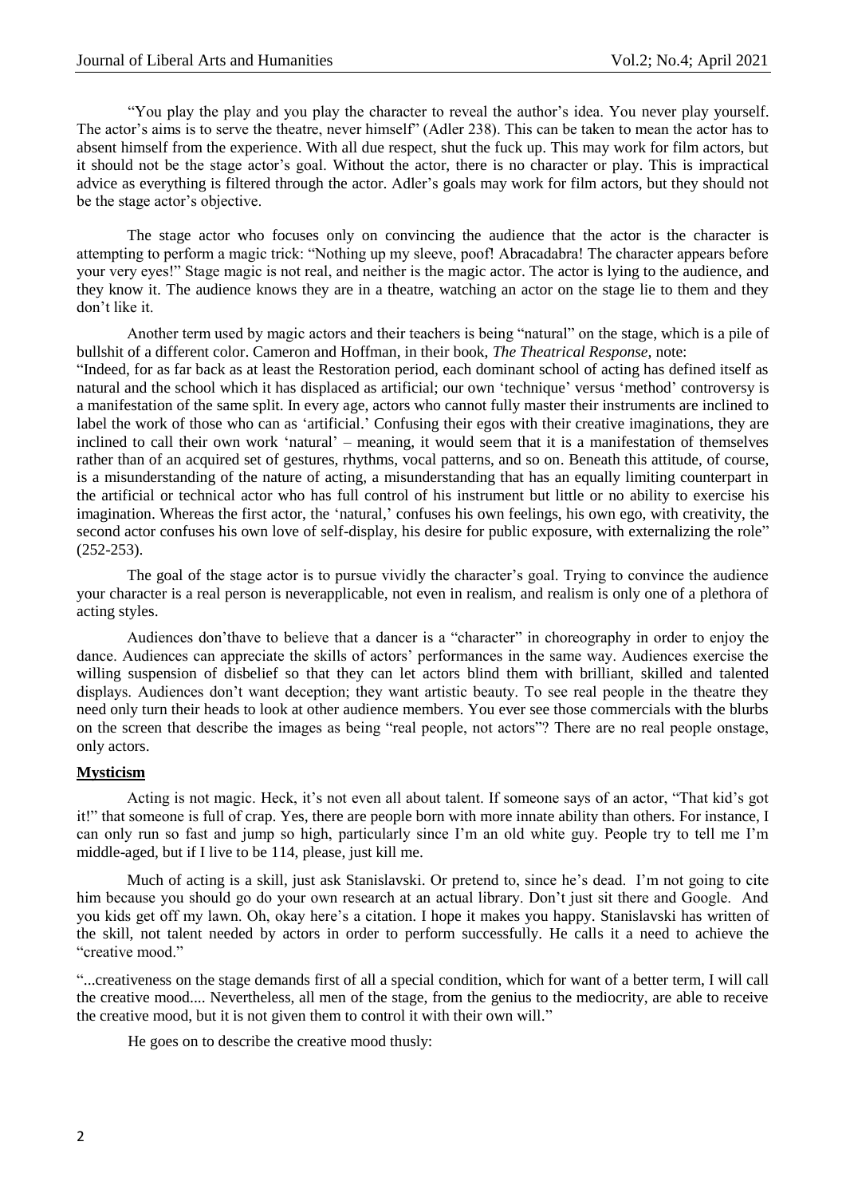"You play the play and you play the character to reveal the author's idea. You never play yourself. The actor's aims is to serve the theatre, never himself" (Adler 238). This can be taken to mean the actor has to absent himself from the experience. With all due respect, shut the fuck up. This may work for film actors, but it should not be the stage actor's goal. Without the actor, there is no character or play. This is impractical advice as everything is filtered through the actor. Adler's goals may work for film actors, but they should not be the stage actor's objective.

The stage actor who focuses only on convincing the audience that the actor is the character is attempting to perform a magic trick: "Nothing up my sleeve, poof! Abracadabra! The character appears before your very eyes!" Stage magic is not real, and neither is the magic actor. The actor is lying to the audience, and they know it. The audience knows they are in a theatre, watching an actor on the stage lie to them and they don't like it.

Another term used by magic actors and their teachers is being "natural" on the stage, which is a pile of bullshit of a different color. Cameron and Hoffman, in their book, *The Theatrical Response*, note:

"Indeed, for as far back as at least the Restoration period, each dominant school of acting has defined itself as natural and the school which it has displaced as artificial; our own 'technique' versus 'method' controversy is a manifestation of the same split. In every age, actors who cannot fully master their instruments are inclined to label the work of those who can as 'artificial.' Confusing their egos with their creative imaginations, they are inclined to call their own work 'natural' – meaning, it would seem that it is a manifestation of themselves rather than of an acquired set of gestures, rhythms, vocal patterns, and so on. Beneath this attitude, of course, is a misunderstanding of the nature of acting, a misunderstanding that has an equally limiting counterpart in the artificial or technical actor who has full control of his instrument but little or no ability to exercise his imagination. Whereas the first actor, the 'natural,' confuses his own feelings, his own ego, with creativity, the second actor confuses his own love of self-display, his desire for public exposure, with externalizing the role" (252-253).

The goal of the stage actor is to pursue vividly the character's goal. Trying to convince the audience your character is a real person is neverapplicable, not even in realism, and realism is only one of a plethora of acting styles.

Audiences don'thave to believe that a dancer is a "character" in choreography in order to enjoy the dance. Audiences can appreciate the skills of actors' performances in the same way. Audiences exercise the willing suspension of disbelief so that they can let actors blind them with brilliant, skilled and talented displays. Audiences don't want deception; they want artistic beauty. To see real people in the theatre they need only turn their heads to look at other audience members. You ever see those commercials with the blurbs on the screen that describe the images as being "real people, not actors"? There are no real people onstage, only actors.

## Mysticism

Acting is not magic. Heck, it's not even all about talent. If someone says of an actor, "That kid's got it!" that someone is full of crap. Yes, there are people born with more innate ability than others. For instance, I can only run so fast and jump so high, particularly since I'm an old white guy. People try to tell me I'm middle-aged, but if I live to be 114, please, just kill me.

Much of acting is a skill, just ask Stanislavski. Or pretend to, since he's dead. I'm not going to cite him because you should go do your own research at an actual library. Don't just sit there and Google. And you kids get off my lawn. Oh, okay here's a citation. I hope it makes you happy. Stanislavski has written of the skill, not talent needed by actors in order to perform successfully. He calls it a need to achieve the "creative mood."

"...creativeness on the stage demands first of all a special condition, which for want of a better term, I will call the creative mood.... Nevertheless, all men of the stage, from the genius to the mediocrity, are able to receive the creative mood, but it is not given them to control it with their own will."

He goes on to describe the creative mood thusly: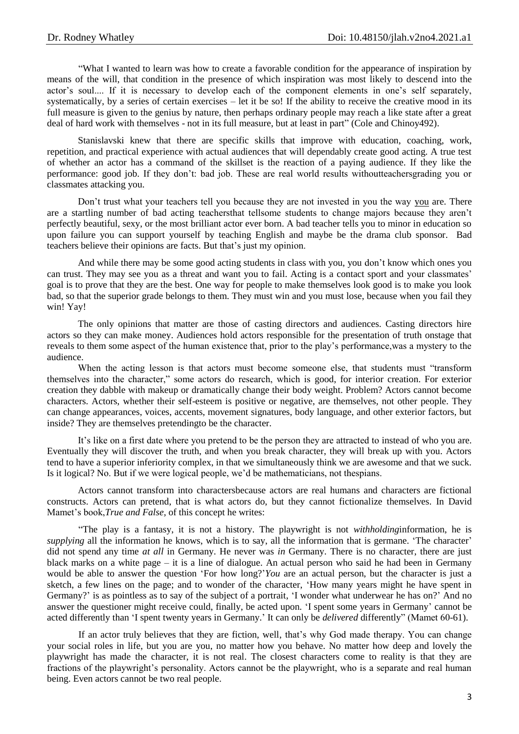"What I wanted to learn was how to create a favorable condition for the appearance of inspiration by means of the will, that condition in the presence of which inspiration was most likely to descend into the actor's soul.... If it is necessary to develop each of the component elements in one's self separately, systematically, by a series of certain exercises – let it be so! If the ability to receive the creative mood in its full measure is given to the genius by nature, then perhaps ordinary people may reach a like state after a great deal of hard work with themselves - not in its full measure, but at least in part" (Cole and Chinoy492).

Stanislavski knew that there are specific skills that improve with education, coaching, work, repetition, and practical experience with actual audiences that will dependably create good acting. A true test of whether an actor has a command of the skillset is the reaction of a paying audience. If they like the performance: good job. If they don't: bad job. These are real world results withoutteachersgrading you or classmates attacking you.

Don't trust what your teachers tell you because they are not invested in you the way <u>you</u> are. There are a startling number of bad acting teachersthat tellsome students to change majors because they aren't perfectly beautiful, sexy, or the most brilliant actor ever born. A bad teacher tells you to minor in education so upon failure you can support yourself by teaching English and maybe be the drama club sponsor. Bad teachers believe their opinions are facts. But that's just my opinion.

And while there may be some good acting students in class with you, you don't know which ones you can trust. They may see you as a threat and want you to fail. Acting is a contact sport and your classmates' goal is to prove that they are the best. One way for people to make themselves look good is to make you look bad, so that the superior grade belongs to them. They must win and you must lose, because when you fail they win! Yay!

The only opinions that matter are those of casting directors and audiences. Casting directors hire actors so they can make money. Audiences hold actors responsible for the presentation of truth onstage that reveals to them some aspect of the human existence that, prior to the play's performance,was a mystery to the audience.

When the acting lesson is that actors must become someone else, that students must "transform themselves into the character," some actors do research, which is good, for interior creation. For exterior creation they dabble with makeup or dramatically change their body weight. Problem? Actors cannot become characters. Actors, whether their self-esteem is positive or negative, are themselves, not other people. They can change appearances, voices, accents, movement signatures, body language, and other exterior factors, but inside? They are themselves pretendingto be the character.

It's like on a first date where you pretend to be the person they are attracted to instead of who you are. Eventually they will discover the truth, and when you break character, they will break up with you. Actors tend to have a superior inferiority complex, in that we simultaneously think we are awesome and that we suck. Is it logical? No. But if we were logical people, we'd be mathematicians, not thespians.

Actors cannot transform into charactersbecause actors are real humans and characters are fictional constructs. Actors can pretend, that is what actors do, but they cannot fictionalize themselves. In David Mamet's book,*True and False,* of this concept he writes:

"The play is a fantasy, it is not a history. The playwright is not *withholding*information, he is *supplying* all the information he knows, which is to say, all the information that is germane. 'The character' did not spend any time *at all* in Germany. He never was *in* Germany. There is no character, there are just black marks on a white page – it is a line of dialogue. An actual person who said he had been in Germany would be able to answer the question 'For how long?'*You* are an actual person, but the character is just a sketch, a few lines on the page; and to wonder of the character, 'How many years might he have spent in Germany?' is as pointless as to say of the subject of a portrait, 'I wonder what underwear he has on?' And no answer the questioner might receive could, finally, be acted upon. 'I spent some years in Germany' cannot be acted differently than 'I spent twenty years in Germany.' It can only be *delivered* differently" (Mamet 60-61).

If an actor truly believes that they are fiction, well, that's why God made therapy. You can change your social roles in life, but you are you, no matter how you behave. No matter how deep and lovely the playwright has made the character, it is not real. The closest characters come to reality is that they are fractions of the playwright's personality. Actors cannot be the playwright, who is a separate and real human being. Even actors cannot be two real people.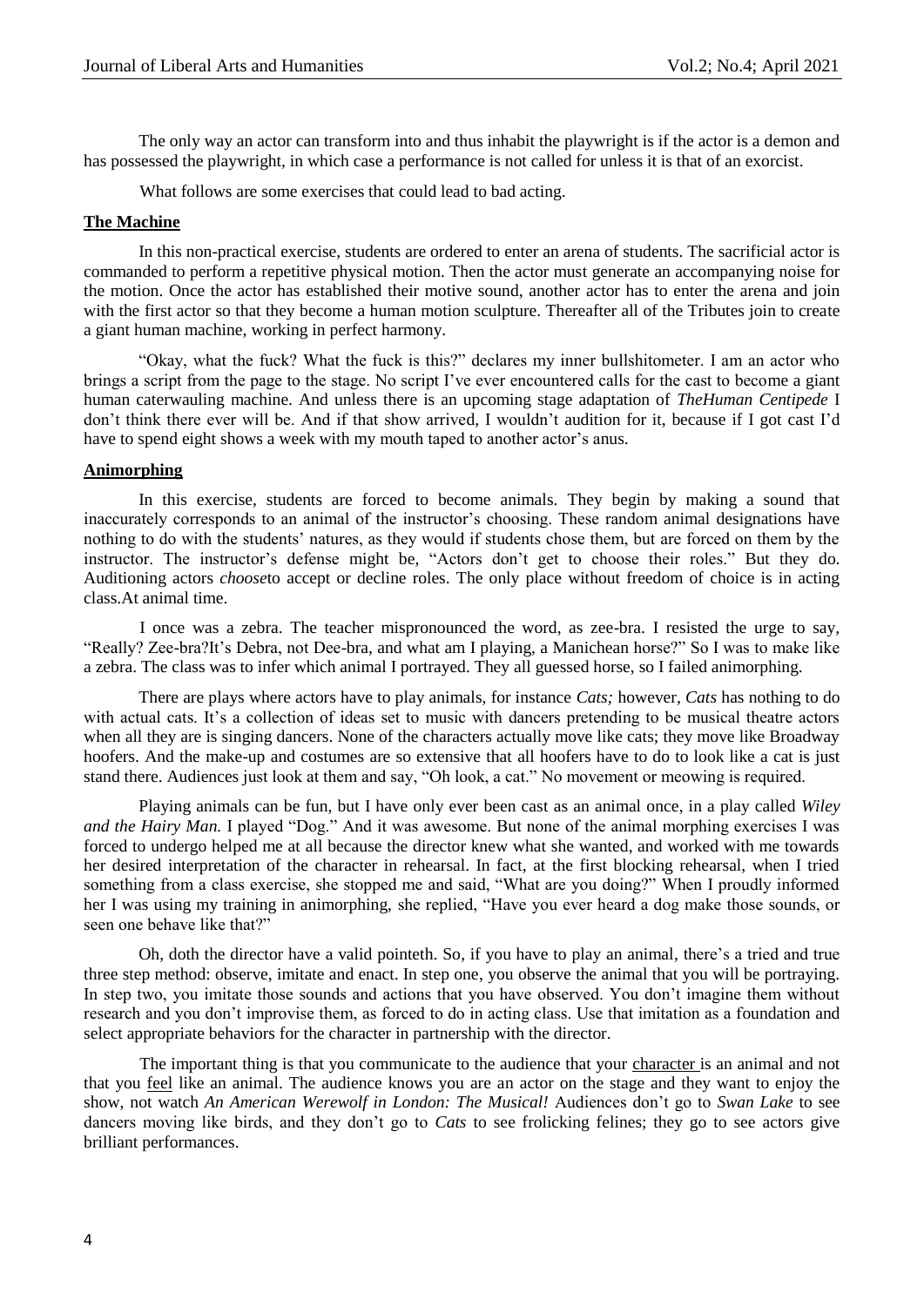The only way an actor can transform into and thus inhabit the playwright is if the actor is a demon and has possessed the playwright, in which case a performance is not called for unless it is that of an exorcist.

What follows are some exercises that could lead to bad acting.

## The Machine

In this non-practical exercise, students are ordered to enter an arena of students. The sacrificial actor is commanded to perform a repetitive physical motion. Then the actor must generate an accompanying noise for the motion. Once the actor has established their motive sound, another actor has to enter the arena and join with the first actor so that they become a human motion sculpture. Thereafter all of the Tributes join to create a giant human machine, working in perfect harmony.

"Okay, what the fuck? What the fuck is this?" declares my inner bullshitometer. I am an actor who brings a script from the page to the stage. No script I've ever encountered calls for the cast to become a giant human caterwauling machine. And unless there is an upcoming stage adaptation of *TheHuman Centipede* I don't think there ever will be. And if that show arrived, I wouldn't audition for it, because if I got cast I'd have to spend eight shows a week with my mouth taped to another actor's anus.

## Animorphing

In this exercise, students are forced to become animals. They begin by making a sound that inaccurately corresponds to an animal of the instructor's choosing. These random animal designations have nothing to do with the students' natures, as they would if students chose them, but are forced on them by the instructor. The instructor's defense might be, "Actors don't get to choose their roles." But they do. Auditioning actors *choose*to accept or decline roles. The only place without freedom of choice is in acting class.At animal time.

I once was a zebra. The teacher mispronounced the word, as zee-bra. I resisted the urge to say, "Really? Zee-bra?It's Debra, not Dee-bra, and what am I playing, a Manichean horse?" So I was to make like a zebra. The class was to infer which animal I portrayed. They all guessed horse, so I failed animorphing.

There are plays where actors have to play animals, for instance *Cats;* however, *Cats* has nothing to do with actual cats. It's a collection of ideas set to music with dancers pretending to be musical theatre actors when all they are is singing dancers. None of the characters actually move like cats; they move like Broadway hoofers. And the make-up and costumes are so extensive that all hoofers have to do to look like a cat is just stand there. Audiences just look at them and say, "Oh look, a cat." No movement or meowing is required.

Playing animals can be fun, but I have only ever been cast as an animal once, in a play called *Wiley and the Hairy Man.* I played "Dog." And it was awesome. But none of the animal morphing exercises I was forced to undergo helped me at all because the director knew what she wanted, and worked with me towards her desired interpretation of the character in rehearsal. In fact, at the first blocking rehearsal, when I tried something from a class exercise, she stopped me and said, "What are you doing?" When I proudly informed her I was using my training in animorphing, she replied, "Have you ever heard a dog make those sounds, or seen one behave like that?"

Oh, doth the director have a valid pointeth. So, if you have to play an animal, there's a tried and true three step method: observe, imitate and enact. In step one, you observe the animal that you will be portraying. In step two, you imitate those sounds and actions that you have observed. You don't imagine them without research and you don't improvise them, as forced to do in acting class. Use that imitation as a foundation and select appropriate behaviors for the character in partnership with the director.

The important thing is that you communicate to the audience that your <u>character</u> is an animal and not that you <u>feel</u> like an animal. The audience knows you are an actor on the stage and they want to enjoy the show, not watch *An American Werewolf in London: The Musical!* Audiences don't go to *Swan Lake* to see dancers moving like birds, and they don't go to *Cats* to see frolicking felines; they go to see actors give brilliant performances.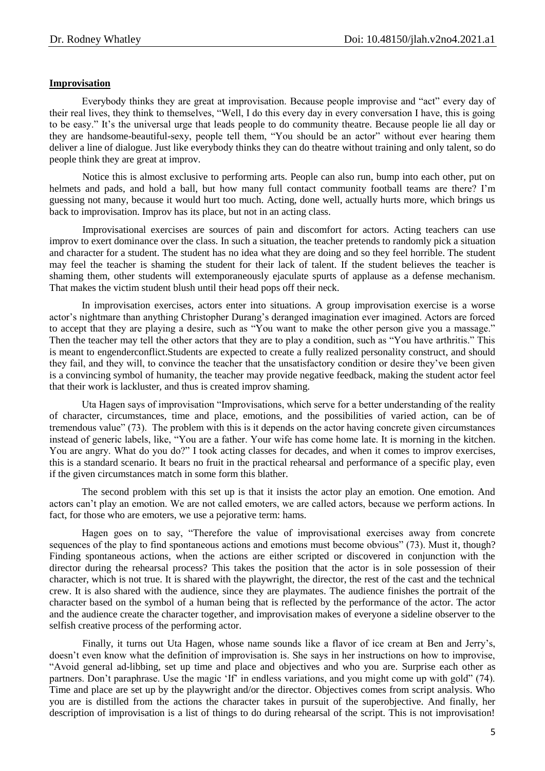## **Improvisation**

Everybody thinks they are great at improvisation. Because people improvise and "act" every day of their real lives, they think to themselves, "Well, I do this every day in every conversation I have, this is going to be easy." It's the universal urge that leads people to do community theatre. Because people lie all day or they are handsome-beautiful-sexy, people tell them, "You should be an actor" without ever hearing them deliver a line of dialogue. Just like everybody thinks they can do theatre without training and only talent, so do people think they are great at improv.

Notice this is almost exclusive to performing arts. People can also run, bump into each other, put on helmets and pads, and hold a ball, but how many full contact community football teams are there? I'm guessing not many, because it would hurt too much. Acting, done well, actually hurts more, which brings us back to improvisation. Improv has its place, but not in an acting class.

Improvisational exercises are sources of pain and discomfort for actors. Acting teachers can use improv to exert dominance over the class. In such a situation, the teacher pretends to randomly pick a situation and character for a student. The student has no idea what they are doing and so they feel horrible. The student may feel the teacher is shaming the student for their lack of talent. If the student believes the teacher is shaming them, other students will extemporaneously ejaculate spurts of applause as a defense mechanism. That makes the victim student blush until their head pops off their neck.

In improvisation exercises, actors enter into situations. A group improvisation exercise is a worse actor's nightmare than anything Christopher Durang's deranged imagination ever imagined. Actors are forced to accept that they are playing a desire, such as "You want to make the other person give you a massage." Then the teacher may tell the other actors that they are to play a condition, such as "You have arthritis." This is meant to engenderconflict.Students are expected to create a fully realized personality construct, and should they fail, and they will, to convince the teacher that the unsatisfactory condition or desire they've been given is a convincing symbol of humanity, the teacher may provide negative feedback, making the student actor feel that their work is lackluster, and thus is created improv shaming.

Uta Hagen says of improvisation "Improvisations, which serve for a better understanding of the reality of character, circumstances, time and place, emotions, and the possibilities of varied action, can be of tremendous value" (73). The problem with this is it depends on the actor having concrete given circumstances instead of generic labels, like, "You are a father. Your wife has come home late. It is morning in the kitchen. You are angry. What do you do?" I took acting classes for decades, and when it comes to improv exercises, this is a standard scenario. It bears no fruit in the practical rehearsal and performance of a specific play, even if the given circumstances match in some form this blather.

The second problem with this set up is that it insists the actor play an emotion. One emotion. And actors can't play an emotion. We are not called emoters, we are called actors, because we perform actions. In fact, for those who are emoters, we use a pejorative term: hams.

Hagen goes on to say, "Therefore the value of improvisational exercises away from concrete sequences of the play to find spontaneous actions and emotions must become obvious" (73). Must it, though? Finding spontaneous actions, when the actions are either scripted or discovered in conjunction with the director during the rehearsal process? This takes the position that the actor is in sole possession of their character, which is not true. It is shared with the playwright, the director, the rest of the cast and the technical crew. It is also shared with the audience, since they are playmates. The audience finishes the portrait of the character based on the symbol of a human being that is reflected by the performance of the actor. The actor and the audience create the character together, and improvisation makes of everyone a sideline observer to the selfish creative process of the performing actor.

Finally, it turns out Uta Hagen, whose name sounds like a flavor of ice cream at Ben and Jerry's, doesn't even know what the definition of improvisation is. She says in her instructions on how to improvise, "Avoid general ad-libbing, set up time and place and objectives and who you are. Surprise each other as partners. Don't paraphrase. Use the magic 'If' in endless variations, and you might come up with gold" (74). Time and place are set up by the playwright and/or the director. Objectives comes from script analysis. Who you are is distilled from the actions the character takes in pursuit of the superobjective. And finally, her description of improvisation is a list of things to do during rehearsal of the script. This is not improvisation!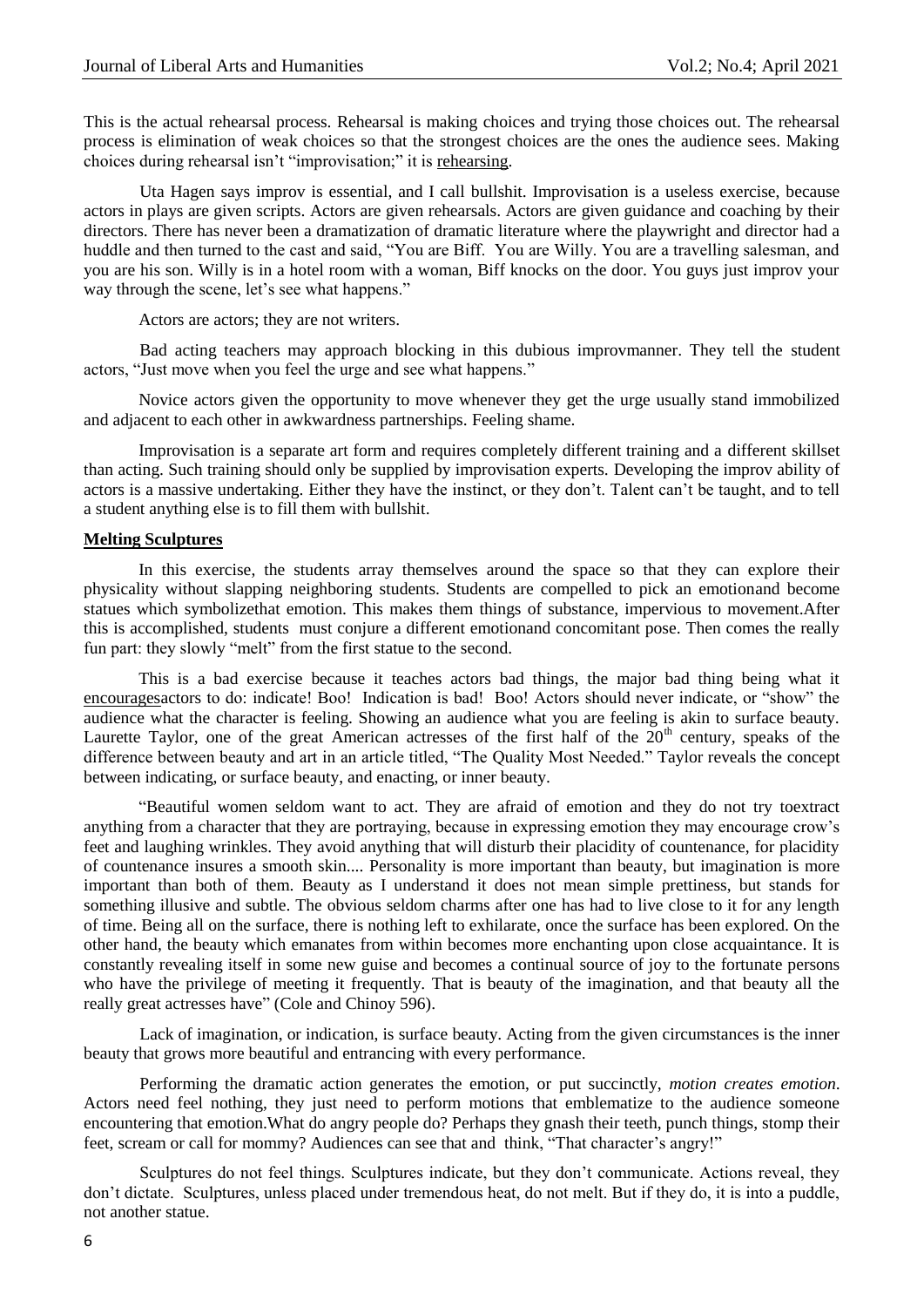This is the actual rehearsal process. Rehearsal is making choices and trying those choices out. The rehearsal process is elimination of weak choices so that the strongest choices are the ones the audience sees. Making choices during rehearsal isn't "improvisation;" it is <u>rehearsing</u>.

Uta Hagen says improv is essential, and I call bullshit. Improvisation is a useless exercise, because actors in plays are given scripts. Actors are given rehearsals. Actors are given guidance and coaching by their directors. There has never been a dramatization of dramatic literature where the playwright and director had a huddle and then turned to the cast and said, "You are Biff. You are Willy. You are a travelling salesman, and you are his son. Willy is in a hotel room with a woman, Biff knocks on the door. You guys just improv your way through the scene, let's see what happens."

Actors are actors; they are not writers.

Bad acting teachers may approach blocking in this dubious improvmanner. They tell the student actors, "Just move when you feel the urge and see what happens."

Novice actors given the opportunity to move whenever they get the urge usually stand immobilized and adjacent to each other in awkwardness partnerships. Feeling shame.

Improvisation is a separate art form and requires completely different training and a different skillset than acting. Such training should only be supplied by improvisation experts. Developing the improv ability of actors is a massive undertaking. Either they have the instinct, or they don't. Talent can't be taught, and to tell a student anything else is to fill them with bullshit.

## Melting Sculptures

In this exercise, the students array themselves around the space so that they can explore their physicality without slapping neighboring students. Students are compelled to pick an emotionand become statues which symbolizethat emotion. This makes them things of substance, impervious to movement.After this is accomplished, students must conjure a different emotionand concomitant pose. Then comes the really fun part: they slowly "melt" from the first statue to the second.

This is a bad exercise because it teaches actors bad things, the major bad thing being what it <u>encourages</u>actors to do: indicate! Boo! Indication is bad! Boo! Actors should never indicate, or "show" the audience what the character is feeling. Showing an audience what you are feeling is akin to surface beauty. Laurette Taylor, one of the great American actresses of the first half of the 20th century, speaks of the difference between beauty and art in an article titled, "The Quality Most Needed." Taylor reveals the concept between indicating, or surface beauty, and enacting, or inner beauty.

"Beautiful women seldom want to act. They are afraid of emotion and they do not try toextract anything from a character that they are portraying, because in expressing emotion they may encourage crow's feet and laughing wrinkles. They avoid anything that will disturb their placidity of countenance, for placidity of countenance insures a smooth skin.... Personality is more important than beauty, but imagination is more important than both of them. Beauty as I understand it does not mean simple prettiness, but stands for something illusive and subtle. The obvious seldom charms after one has had to live close to it for any length of time. Being all on the surface, there is nothing left to exhilarate, once the surface has been explored. On the other hand, the beauty which emanates from within becomes more enchanting upon close acquaintance. It is constantly revealing itself in some new guise and becomes a continual source of joy to the fortunate persons who have the privilege of meeting it frequently. That is beauty of the imagination, and that beauty all the really great actresses have" (Cole and Chinoy 596).

Lack of imagination, or indication, is surface beauty. Acting from the given circumstances is the inner beauty that grows more beautiful and entrancing with every performance.

Performing the dramatic action generates the emotion, or put succinctly, *motion creates emotion*. Actors need feel nothing, they just need to perform motions that emblematize to the audience someone encountering that emotion.What do angry people do? Perhaps they gnash their teeth, punch things, stomp their feet, scream or call for mommy? Audiences can see that and think, "That character's angry!"

Sculptures do not feel things. Sculptures indicate, but they don't communicate. Actions reveal, they don't dictate. Sculptures, unless placed under tremendous heat, do not melt. But if they do, it is into a puddle, not another statue.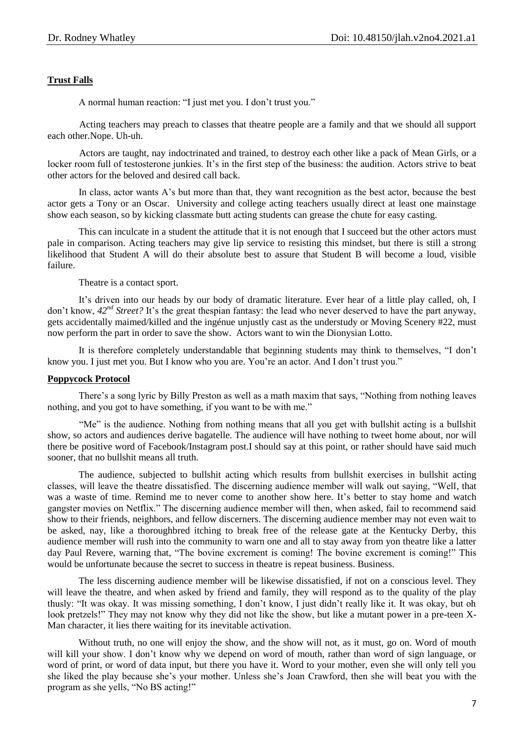**Trust Falls**

A normal human reaction: "I just met you. I don't trust you."

Acting teachers may preach to classes that theatre people are a family and that we should all support each other.Nope. Uh-uh.

Actors are taught, nay indoctrinated and trained, to destroy each other like a pack of Mean Girls, or a locker room full of testosterone junkies. It's in the first step of the business: the audition. Actors strive to beat other actors for the beloved and desired call back.

In class, actor wants A's but more than that, they want recognition as the best actor, because the best actor gets a Tony or an Oscar. University and college acting teachers usually direct at least one mainstage show each season, so by kicking classmate butt acting students can grease the chute for easy casting.

This can inculcate in a student the attitude that it is not enough that I succeed but the other actors must pale in comparison. Acting teachers may give lip service to resisting this mindset, but there is still a strong likelihood that Student A will do their absolute best to assure that Student B will become a loud, visible failure.

Theatre is a contact sport.

It's driven into our heads by our body of dramatic literature. Ever hear of a little play called, oh, I don't know, *42nd Street?* It's the great thespian fantasy: the lead who never deserved to have the part anyway, gets accidentally maimed/killed and the ingénue unjustly cast as the understudy or Moving Scenery #22, must now perform the part in order to save the show. Actors want to win the Dionysian Lotto.

It is therefore completely understandable that beginning students may think to themselves, "I don't know you. I just met you. But I know who you are. You're an actor. And I don't trust you."

**Poppycock Protocol**

There's a song lyric by Billy Preston as well as a math maxim that says, "Nothing from nothing leaves nothing, and you got to have something, if you want to be with me."

"Me" is the audience. Nothing from nothing means that all you get with bullshit acting is a bullshit show, so actors and audiences derive bagatelle. The audience will have nothing to tweet home about, nor will there be positive word of Facebook/Instagram post.I should say at this point, or rather should have said much sooner, that no bullshit means all truth.

The audience, subjected to bullshit acting which results from bullshit exercises in bullshit acting classes, will leave the theatre dissatisfied. The discerning audience member will walk out saying, "Well, that was a waste of time. Remind me to never come to another show here. It's better to stay home and watch gangster movies on Netflix." The discerning audience member will then, when asked, fail to recommend said show to their friends, neighbors, and fellow discerners. The discerning audience member may not even wait to be asked, nay, like a thoroughbred itching to break free of the release gate at the Kentucky Derby, this audience member will rush into the community to warn one and all to stay away from yon theatre like a latter day Paul Revere, warning that, "The bovine excrement is coming! The bovine excrement is coming!" This would be unfortunate because the secret to success in theatre is repeat business. Business.

The less discerning audience member will be likewise dissatisfied, if not on a conscious level. They will leave the theatre, and when asked by friend and family, they will respond as to the quality of the play thusly: "It was okay. It was missing something, I don't know, I just didn't really like it. It was okay, but oh look pretzels!" They may not know why they did not like the show, but like a mutant power in a pre-teen X-Man character, it lies there waiting for its inevitable activation.

Without truth, no one will enjoy the show, and the show will not, as it must, go on. Word of mouth will kill your show. I don't know why we depend on word of mouth, rather than word of sign language, or word of print, or word of data input, but there you have it. Word to your mother, even she will only tell you she liked the play because she's your mother. Unless she's Joan Crawford, then she will beat you with the program as she yells, "No BS acting!"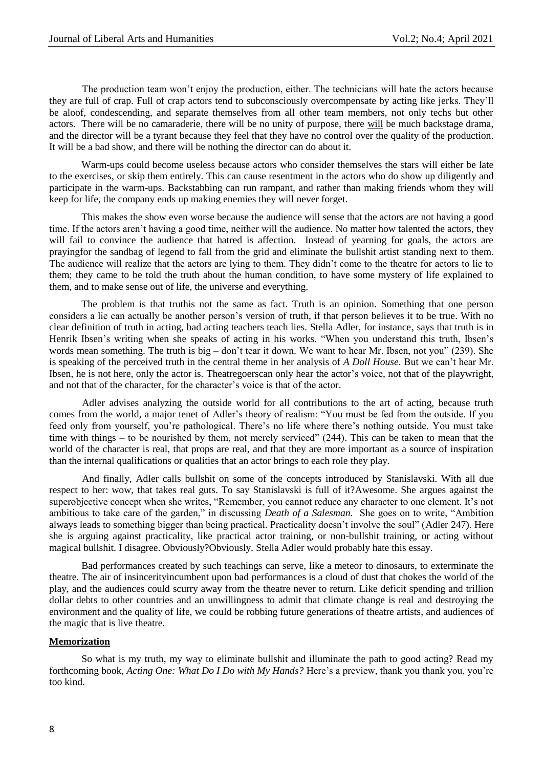The production team won't enjoy the production, either. The technicians will hate the actors because they are full of crap. Full of crap actors tend to subconsciously overcompensate by acting like jerks. They'll be aloof, condescending, and separate themselves from all other team members, not only techs but other actors. There will be no camaraderie, there will be no unity of purpose, there <u>will</u> be much backstage drama, and the director will be a tyrant because they feel that they have no control over the quality of the production. It will be a bad show, and there will be nothing the director can do about it.

Warm-ups could become useless because actors who consider themselves the stars will either be late to the exercises, or skip them entirely. This can cause resentment in the actors who do show up diligently and participate in the warm-ups. Backstabbing can run rampant, and rather than making friends whom they will keep for life, the company ends up making enemies they will never forget.

This makes the show even worse because the audience will sense that the actors are not having a good time. If the actors aren't having a good time, neither will the audience. No matter how talented the actors, they will fail to convince the audience that hatred is affection. Instead of yearning for goals, the actors are prayingfor the sandbag of legend to fall from the grid and eliminate the bullshit artist standing next to them. The audience will realize that the actors are lying to them. They didn't come to the theatre for actors to lie to them; they came to be told the truth about the human condition, to have some mystery of life explained to them, and to make sense out of life, the universe and everything.

The problem is that truthis not the same as fact. Truth is an opinion. Something that one person considers a lie can actually be another person's version of truth, if that person believes it to be true. With no clear definition of truth in acting, bad acting teachers teach lies. Stella Adler, for instance, says that truth is in Henrik Ibsen's writing when she speaks of acting in his works. "When you understand this truth, Ibsen's words mean something. The truth is big – don't tear it down. We want to hear Mr. Ibsen, not you" (239). She is speaking of the perceived truth in the central theme in her analysis of *A Doll House*. But we can't hear Mr. Ibsen, he is not here, only the actor is. Theatregoerscan only hear the actor's voice, not that of the playwright, and not that of the character, for the character's voice is that of the actor.

Adler advises analyzing the outside world for all contributions to the art of acting, because truth comes from the world, a major tenet of Adler's theory of realism: "You must be fed from the outside. If you feed only from yourself, you're pathological. There's no life where there's nothing outside. You must take time with things – to be nourished by them, not merely serviced" (244). This can be taken to mean that the world of the character is real, that props are real, and that they are more important as a source of inspiration than the internal qualifications or qualities that an actor brings to each role they play.

And finally, Adler calls bullshit on some of the concepts introduced by Stanislavski. With all due respect to her: wow, that takes real guts. To say Stanislavski is full of it?Awesome. She argues against the superobjective concept when she writes, "Remember, you cannot reduce any character to one element. It's not ambitious to take care of the garden," in discussing *Death of a Salesman*. She goes on to write, "Ambition always leads to something bigger than being practical. Practicality doesn't involve the soul" (Adler 247). Here she is arguing against practicality, like practical actor training, or non-bullshit training, or acting without magical bullshit. I disagree. Obviously?Obviously. Stella Adler would probably hate this essay.

Bad performances created by such teachings can serve, like a meteor to dinosaurs, to exterminate the theatre. The air of insincerityincumbent upon bad performances is a cloud of dust that chokes the world of the play, and the audiences could scurry away from the theatre never to return. Like deficit spending and trillion dollar debts to other countries and an unwillingness to admit that climate change is real and destroying the environment and the quality of life, we could be robbing future generations of theatre artists, and audiences of the magic that is live theatre.

## **Memorization**

So what is my truth, my way to eliminate bullshit and illuminate the path to good acting? Read my forthcoming book, *Acting One: What Do I Do with My Hands?* Here's a preview, thank you thank you, you're too kind.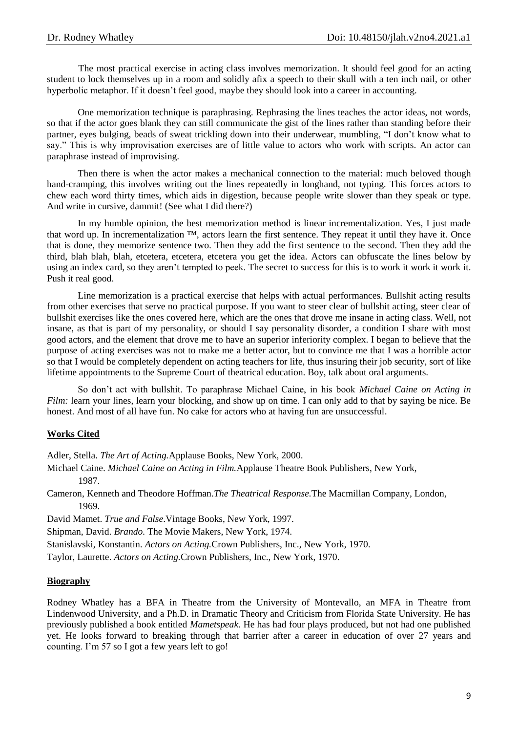The most practical exercise in acting class involves memorization. It should feel good for an acting student to lock themselves up in a room and solidly afix a speech to their skull with a ten inch nail, or other hyperbolic metaphor. If it doesn't feel good, maybe they should look into a career in accounting.

One memorization technique is paraphrasing. Rephrasing the lines teaches the actor ideas, not words, so that if the actor goes blank they can still communicate the gist of the lines rather than standing before their partner, eyes bulging, beads of sweat trickling down into their underwear, mumbling, "I don't know what to say." This is why improvisation exercises are of little value to actors who work with scripts. An actor can paraphrase instead of improvising.

Then there is when the actor makes a mechanical connection to the material: much beloved though hand-cramping, this involves writing out the lines repeatedly in longhand, not typing. This forces actors to chew each word thirty times, which aids in digestion, because people write slower than they speak or type. And write in cursive, dammit! (See what I did there?)

In my humble opinion, the best memorization method is linear incrementalization. Yes, I just made that word up. In incrementalization ™, actors learn the first sentence. They repeat it until they have it. Once that is done, they memorize sentence two. Then they add the first sentence to the second. Then they add the third, blah blah, blah, etcetera, etcetera, etcetera you get the idea. Actors can obfuscate the lines below by using an index card, so they aren't tempted to peek. The secret to success for this is to work it work it work it. Push it real good.

Line memorization is a practical exercise that helps with actual performances. Bullshit acting results from other exercises that serve no practical purpose. If you want to steer clear of bullshit acting, steer clear of bullshit exercises like the ones covered here, which are the ones that drove me insane in acting class. Well, not insane, as that is part of my personality, or should I say personality disorder, a condition I share with most good actors, and the element that drove me to have an superior inferiority complex. I began to believe that the purpose of acting exercises was not to make me a better actor, but to convince me that I was a horrible actor so that I would be completely dependent on acting teachers for life, thus insuring their job security, sort of like lifetime appointments to the Supreme Court of theatrical education. Boy, talk about oral arguments.

So don't act with bullshit. To paraphrase Michael Caine, in his book *Michael Caine on Acting in Film:* learn your lines, learn your blocking, and show up on time. I can only add to that by saying be nice. Be honest. And most of all have fun. No cake for actors who at having fun are unsuccessful.

## Works Cited

Adler, Stella. *The Art of Acting.*Applause Books, New York, 2000.

Michael Caine. *Michael Caine on Acting in Film.*Applause Theatre Book Publishers, New York, 1987.

Cameron, Kenneth and Theodore Hoffman.*The Theatrical Response*.The Macmillan Company, London, 1969.

David Mamet. *True and False*.Vintage Books, New York, 1997.

Shipman, David. *Brando.* The Movie Makers, New York, 1974.

Stanislavski, Konstantin. *Actors on Acting.*Crown Publishers, Inc., New York, 1970.

Taylor, Laurette. *Actors on Acting.*Crown Publishers, Inc., New York, 1970.

## Biography

Rodney Whatley has a BFA in Theatre from the University of Montevallo, an MFA in Theatre from Lindenwood University, and a Ph.D. in Dramatic Theory and Criticism from Florida State University. He has previously published a book entitled *Mametspeak.* He has had four plays produced, but not had one published yet. He looks forward to breaking through that barrier after a career in education of over 27 years and counting. I'm 57 so I got a few years left to go!